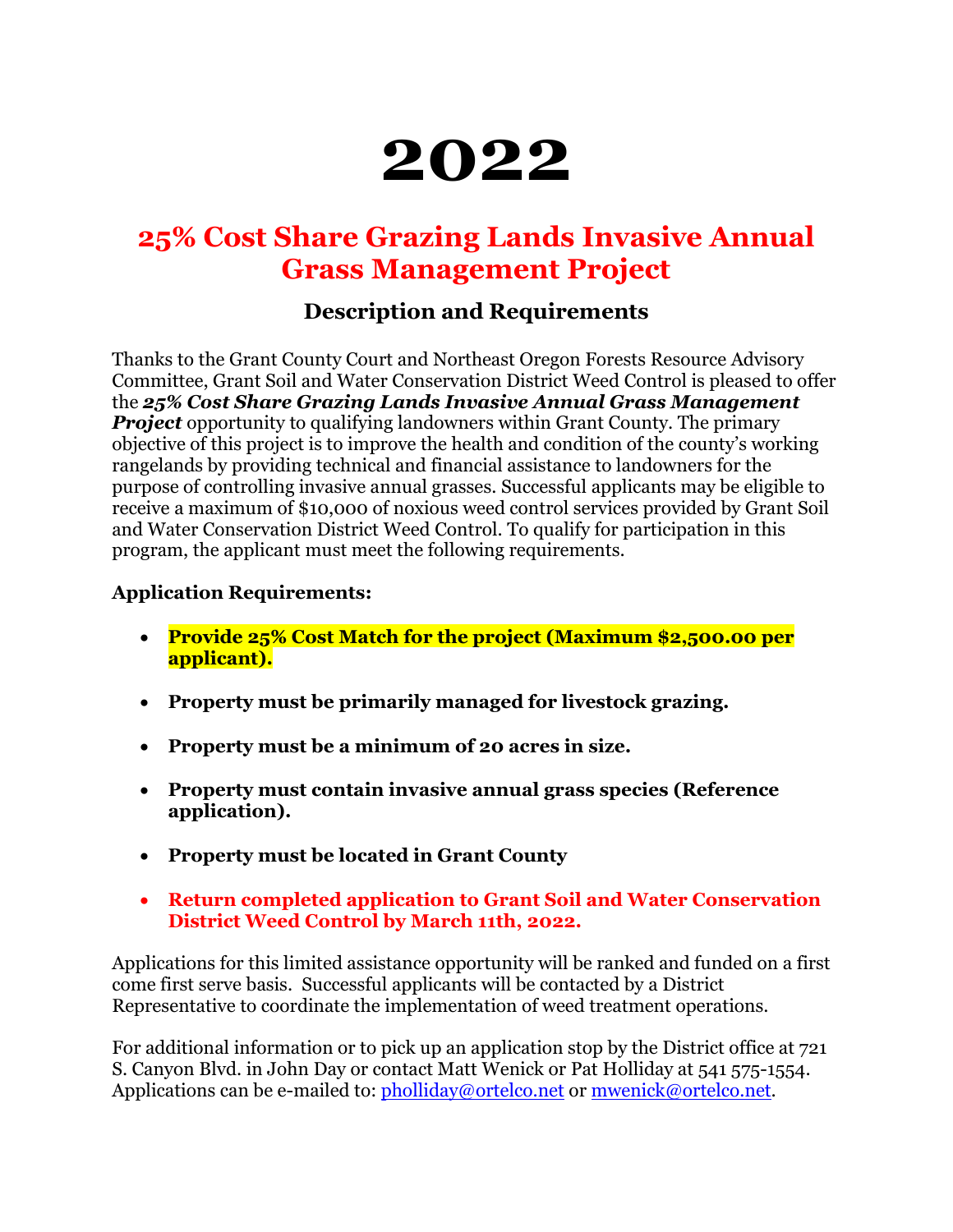# 2022

## 25% Cost Share Grazing Lands Invasive Annual Grass Management Project

### Description and Requirements

Thanks to the Grant County Court and Northeast Oregon Forests Resource Advisory Committee, Grant Soil and Water Conservation District Weed Control is pleased to offer the ***25% Cost Share Grazing Lands Invasive Annual Grass Management Project*** opportunity to qualifying landowners within Grant County. The primary objective of this project is to improve the health and condition of the county's working rangelands by providing technical and financial assistance to landowners for the purpose of controlling invasive annual grasses. Successful applicants may be eligible to receive a maximum of $10,000 of noxious weed control services provided by Grant Soil and Water Conservation District Weed Control. To qualify for participation in this program, the applicant must meet the following requirements.

**Application Requirements:**

- **Provide 25% Cost Match for the project (Maximum $2,500.00 per applicant).**
- **Property must be primarily managed for livestock grazing.**
- **Property must be a minimum of 20 acres in size.**
- **Property must contain invasive annual grass species (Reference application).**
- **Property must be located in Grant County**
- **Return completed application to Grant Soil and Water Conservation District Weed Control by March 11th, 2022.**

Applications for this limited assistance opportunity will be ranked and funded on a first come first serve basis. Successful applicants will be contacted by a District Representative to coordinate the implementation of weed treatment operations.

For additional information or to pick up an application stop by the District office at 721 S. Canyon Blvd. in John Day or contact Matt Wenick or Pat Holliday at 541 575-1554. Applications can be e-mailed to: pholliday@ortelco.net or mwenick@ortelco.net.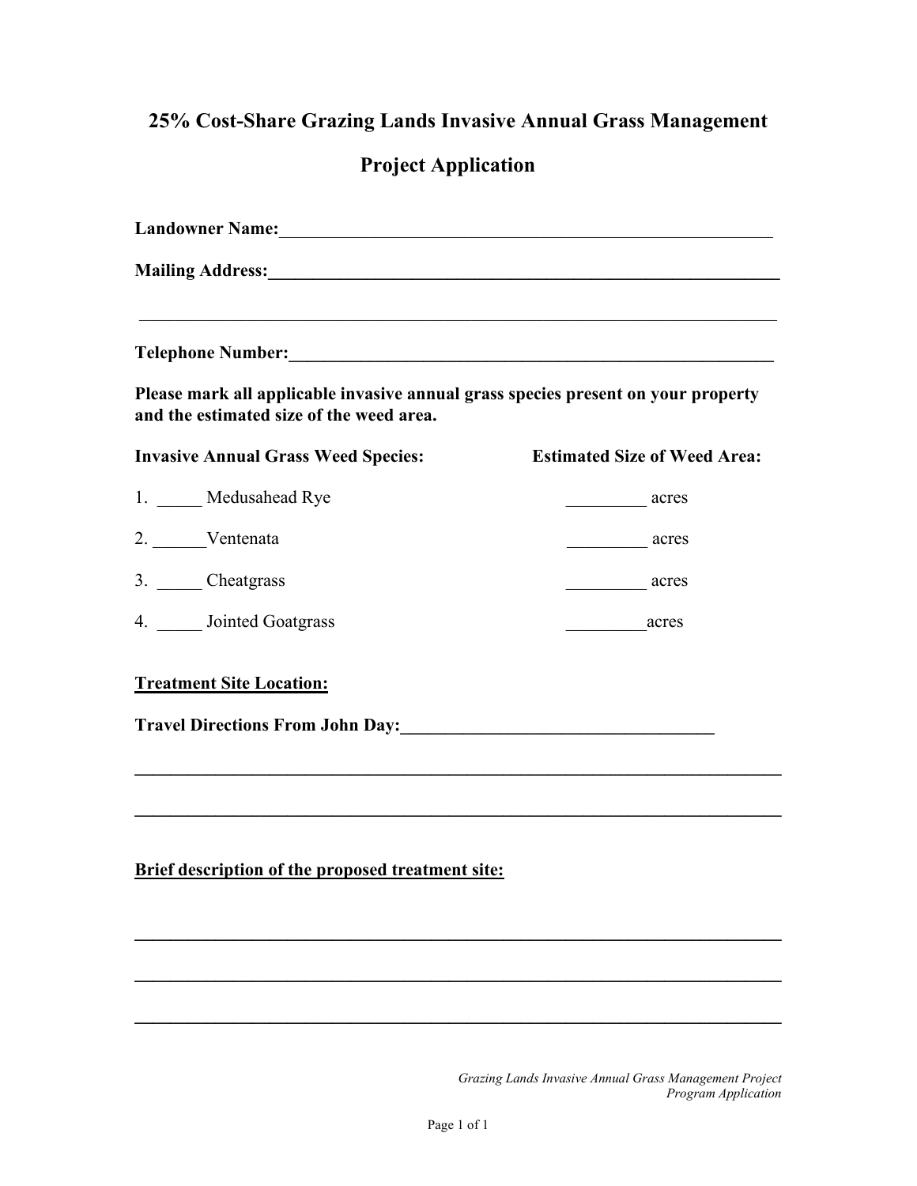# 25% Cost-Share Grazing Lands Invasive Annual Grass Management

# Project Application

**Landowner Name:**_______________________________________________________

**Mailing Address:**_______________________________________________________

___________________________________________________________________

**Telephone Number:**_____________________________________________________

**Please mark all applicable invasive annual grass species present on your property and the estimated size of the weed area.**

| Invasive Annual Grass Weed Species: | Estimated Size of Weed Area: |
|---|---|
| 1. _____ Medusahead Rye | _________ acres |
| 2. ______Ventenata | _________ acres |
| 3. _____ Cheatgrass | _________ acres |
| 4. _____ Jointed Goatgrass | _________acres |

**Treatment Site Location:**

**Travel Directions From John Day:**___________________________________

___________________________________________________________________

___________________________________________________________________

**Brief description of the proposed treatment site:**

___________________________________________________________________

___________________________________________________________________

___________________________________________________________________

*Grazing Lands Invasive Annual Grass Management Project*
*Program Application*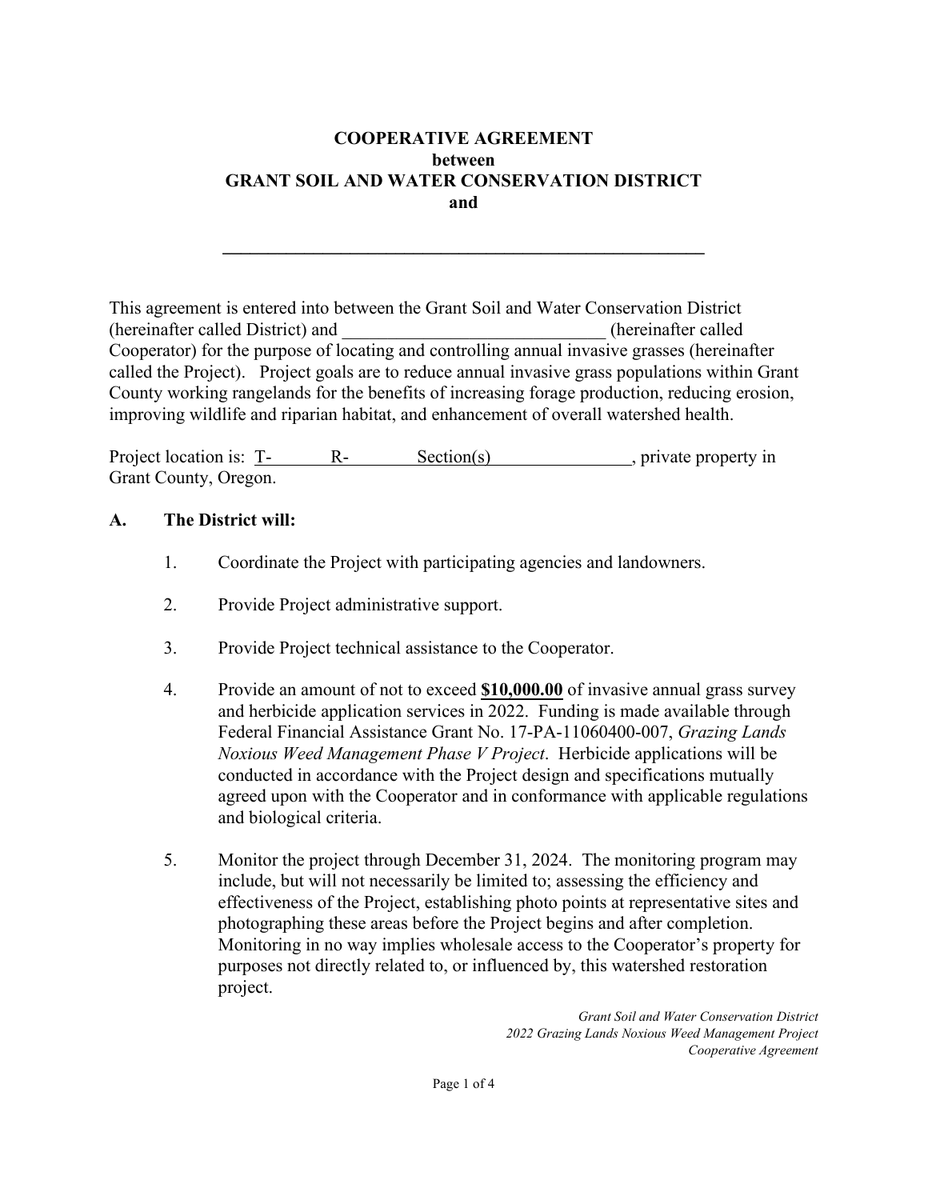# COOPERATIVE AGREEMENT
## between
## GRANT SOIL AND WATER CONSERVATION DISTRICT
## and

\_\_\_\_\_\_\_\_\_\_\_\_\_\_\_\_\_\_\_\_\_\_\_\_\_\_\_\_\_\_\_\_\_\_\_\_\_\_\_\_\_\_\_\_\_\_\_\_\_\_\_\_\_\_

This agreement is entered into between the Grant Soil and Water Conservation District (hereinafter called District) and \_\_\_\_\_\_\_\_\_\_\_\_\_\_\_\_\_\_\_\_\_\_\_\_\_\_\_\_\_\_ (hereinafter called Cooperator) for the purpose of locating and controlling annual invasive grasses (hereinafter called the Project). Project goals are to reduce annual invasive grass populations within Grant County working rangelands for the benefits of increasing forage production, reducing erosion, improving wildlife and riparian habitat, and enhancement of overall watershed health.

Project location is: T-\_\_\_\_\_\_ R-\_\_\_\_\_\_ Section(s)\_\_\_\_\_\_\_\_\_\_\_\_\_\_\_\_, private property in Grant County, Oregon.

### A. The District will:

1. Coordinate the Project with participating agencies and landowners.

2. Provide Project administrative support.

3. Provide Project technical assistance to the Cooperator.

4. Provide an amount of not to exceed **$10,000.00** of invasive annual grass survey and herbicide application services in 2022. Funding is made available through Federal Financial Assistance Grant No. 17-PA-11060400-007, *Grazing Lands Noxious Weed Management Phase V Project*. Herbicide applications will be conducted in accordance with the Project design and specifications mutually agreed upon with the Cooperator and in conformance with applicable regulations and biological criteria.

5. Monitor the project through December 31, 2024. The monitoring program may include, but will not necessarily be limited to; assessing the efficiency and effectiveness of the Project, establishing photo points at representative sites and photographing these areas before the Project begins and after completion. Monitoring in no way implies wholesale access to the Cooperator's property for purposes not directly related to, or influenced by, this watershed restoration project.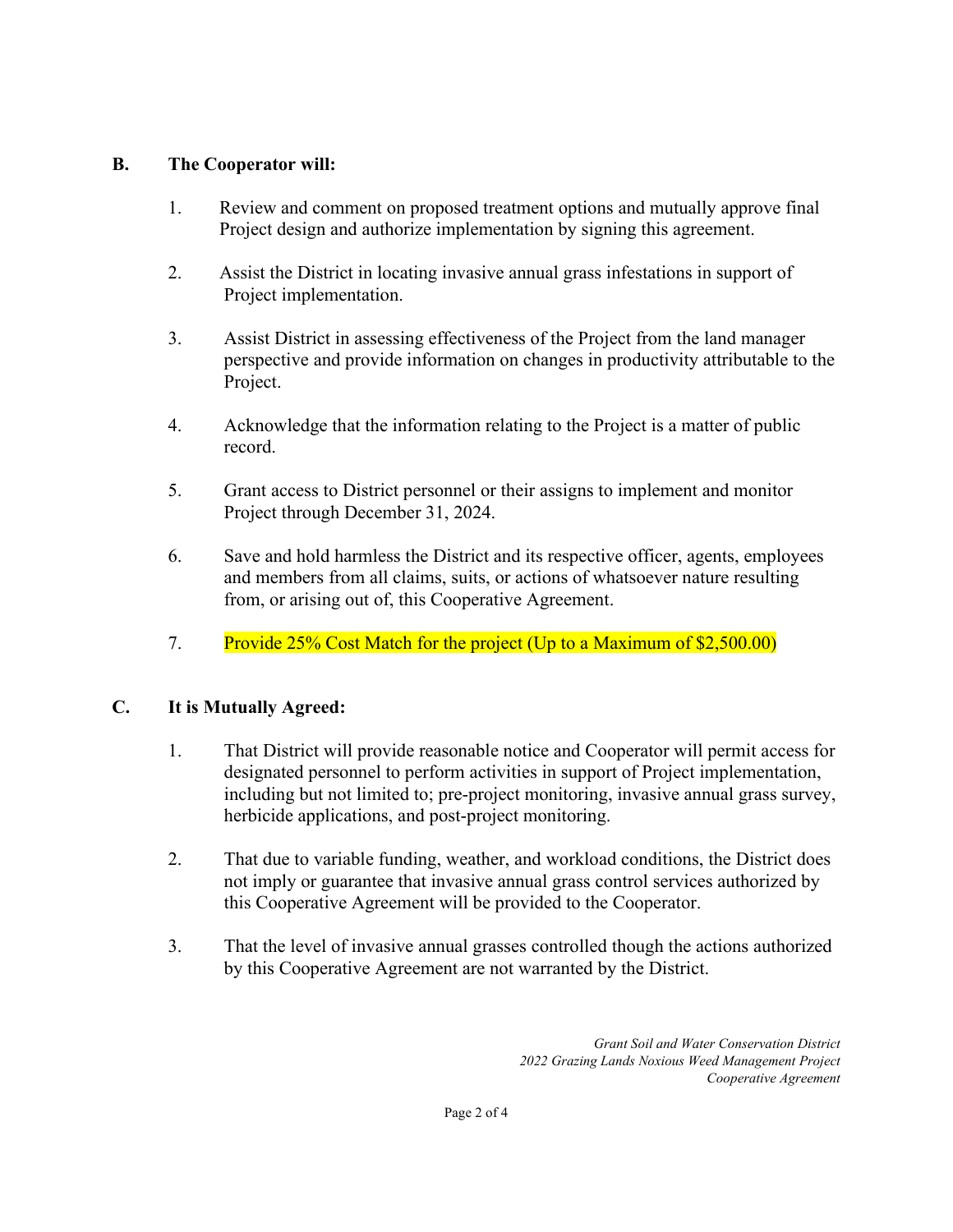**B. The Cooperator will:**

1. Review and comment on proposed treatment options and mutually approve final Project design and authorize implementation by signing this agreement.

2. Assist the District in locating invasive annual grass infestations in support of Project implementation.

3. Assist District in assessing effectiveness of the Project from the land manager perspective and provide information on changes in productivity attributable to the Project.

4. Acknowledge that the information relating to the Project is a matter of public record.

5. Grant access to District personnel or their assigns to implement and monitor Project through December 31, 2024.

6. Save and hold harmless the District and its respective officer, agents, employees and members from all claims, suits, or actions of whatsoever nature resulting from, or arising out of, this Cooperative Agreement.

7. Provide 25% Cost Match for the project (Up to a Maximum of $2,500.00)

**C. It is Mutually Agreed:**

1. That District will provide reasonable notice and Cooperator will permit access for designated personnel to perform activities in support of Project implementation, including but not limited to; pre-project monitoring, invasive annual grass survey, herbicide applications, and post-project monitoring.

2. That due to variable funding, weather, and workload conditions, the District does not imply or guarantee that invasive annual grass control services authorized by this Cooperative Agreement will be provided to the Cooperator.

3. That the level of invasive annual grasses controlled though the actions authorized by this Cooperative Agreement are not warranted by the District.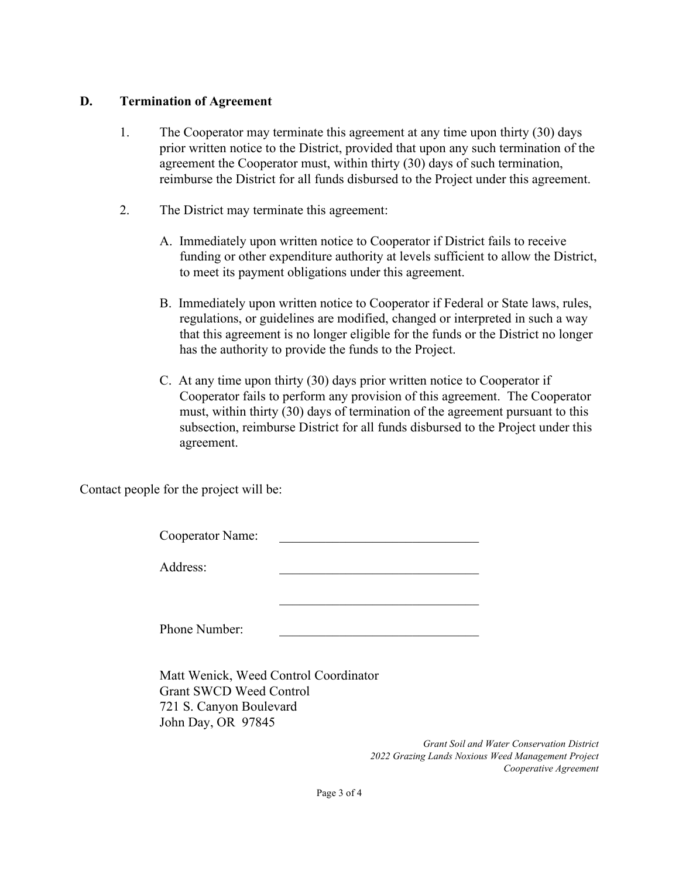## D. Termination of Agreement

1. The Cooperator may terminate this agreement at any time upon thirty (30) days prior written notice to the District, provided that upon any such termination of the agreement the Cooperator must, within thirty (30) days of such termination, reimburse the District for all funds disbursed to the Project under this agreement.

2. The District may terminate this agreement:

   A. Immediately upon written notice to Cooperator if District fails to receive funding or other expenditure authority at levels sufficient to allow the District, to meet its payment obligations under this agreement.

   B. Immediately upon written notice to Cooperator if Federal or State laws, rules, regulations, or guidelines are modified, changed or interpreted in such a way that this agreement is no longer eligible for the funds or the District no longer has the authority to provide the funds to the Project.

   C. At any time upon thirty (30) days prior written notice to Cooperator if Cooperator fails to perform any provision of this agreement. The Cooperator must, within thirty (30) days of termination of the agreement pursuant to this subsection, reimburse District for all funds disbursed to the Project under this agreement.

Contact people for the project will be:

Cooperator Name: ______________________________

Address: ______________________________

______________________________

Phone Number: ______________________________

Matt Wenick, Weed Control Coordinator  
Grant SWCD Weed Control  
721 S. Canyon Boulevard  
John Day, OR 97845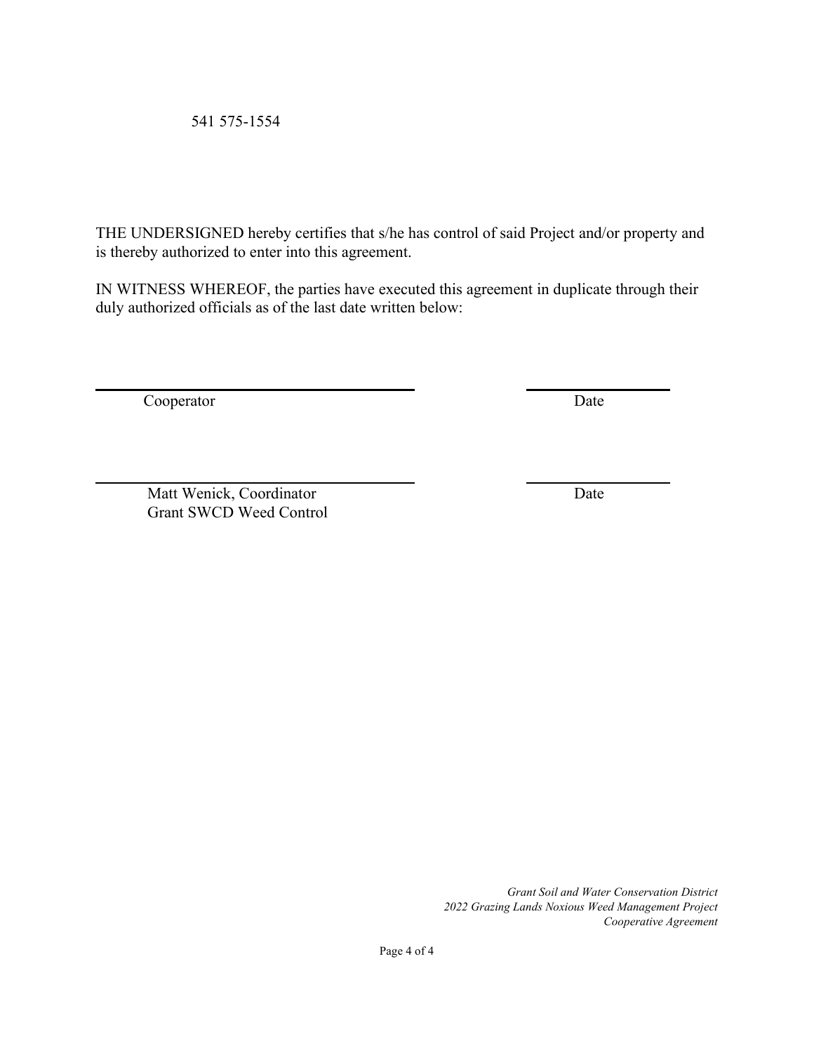541 575-1554

THE UNDERSIGNED hereby certifies that s/he has control of said Project and/or property and is thereby authorized to enter into this agreement.

IN WITNESS WHEREOF, the parties have executed this agreement in duplicate through their duly authorized officials as of the last date written below:

| | |
|---|---|
| ______________________________ | ______________ |
| Cooperator | Date |
| ______________________________ | ______________ |
| Matt Wenick, Coordinator<br>Grant SWCD Weed Control | Date |